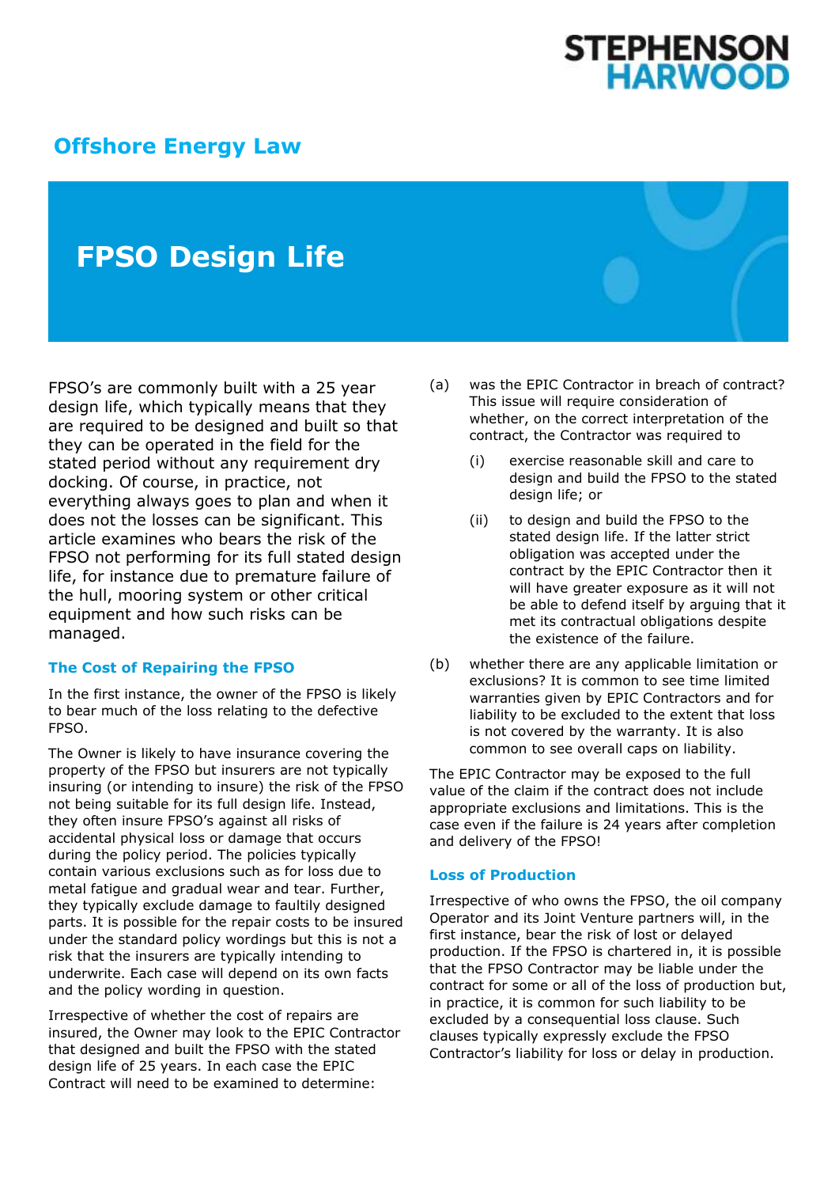STEPHENSON HARWOOD

Offshore Energy Law

# FPSO Design Life

FPSO's are commonly built with a 25 year design life, which typically means that they are required to be designed and built so that they can be operated in the field for the stated period without any requirement dry docking. Of course, in practice, not everything always goes to plan and when it does not the losses can be significant. This article examines who bears the risk of the FPSO not performing for its full stated design life, for instance due to premature failure of the hull, mooring system or other critical equipment and how such risks can be managed.

## The Cost of Repairing the FPSO

In the first instance, the owner of the FPSO is likely to bear much of the loss relating to the defective FPSO.

The Owner is likely to have insurance covering the property of the FPSO but insurers are not typically insuring (or intending to insure) the risk of the FPSO not being suitable for its full design life. Instead, they often insure FPSO's against all risks of accidental physical loss or damage that occurs during the policy period. The policies typically contain various exclusions such as for loss due to metal fatigue and gradual wear and tear. Further, they typically exclude damage to faultily designed parts. It is possible for the repair costs to be insured under the standard policy wordings but this is not a risk that the insurers are typically intending to underwrite. Each case will depend on its own facts and the policy wording in question.

Irrespective of whether the cost of repairs are insured, the Owner may look to the EPIC Contractor that designed and built the FPSO with the stated design life of 25 years. In each case the EPIC Contract will need to be examined to determine:

(a) was the EPIC Contractor in breach of contract? This issue will require consideration of whether, on the correct interpretation of the contract, the Contractor was required to

   (i) exercise reasonable skill and care to design and build the FPSO to the stated design life; or

   (ii) to design and build the FPSO to the stated design life. If the latter strict obligation was accepted under the contract by the EPIC Contractor then it will have greater exposure as it will not be able to defend itself by arguing that it met its contractual obligations despite the existence of the failure.

(b) whether there are any applicable limitation or exclusions? It is common to see time limited warranties given by EPIC Contractors and for liability to be excluded to the extent that loss is not covered by the warranty. It is also common to see overall caps on liability.

The EPIC Contractor may be exposed to the full value of the claim if the contract does not include appropriate exclusions and limitations. This is the case even if the failure is 24 years after completion and delivery of the FPSO!

## Loss of Production

Irrespective of who owns the FPSO, the oil company Operator and its Joint Venture partners will, in the first instance, bear the risk of lost or delayed production. If the FPSO is chartered in, it is possible that the FPSO Contractor may be liable under the contract for some or all of the loss of production but, in practice, it is common for such liability to be excluded by a consequential loss clause. Such clauses typically expressly exclude the FPSO Contractor's liability for loss or delay in production.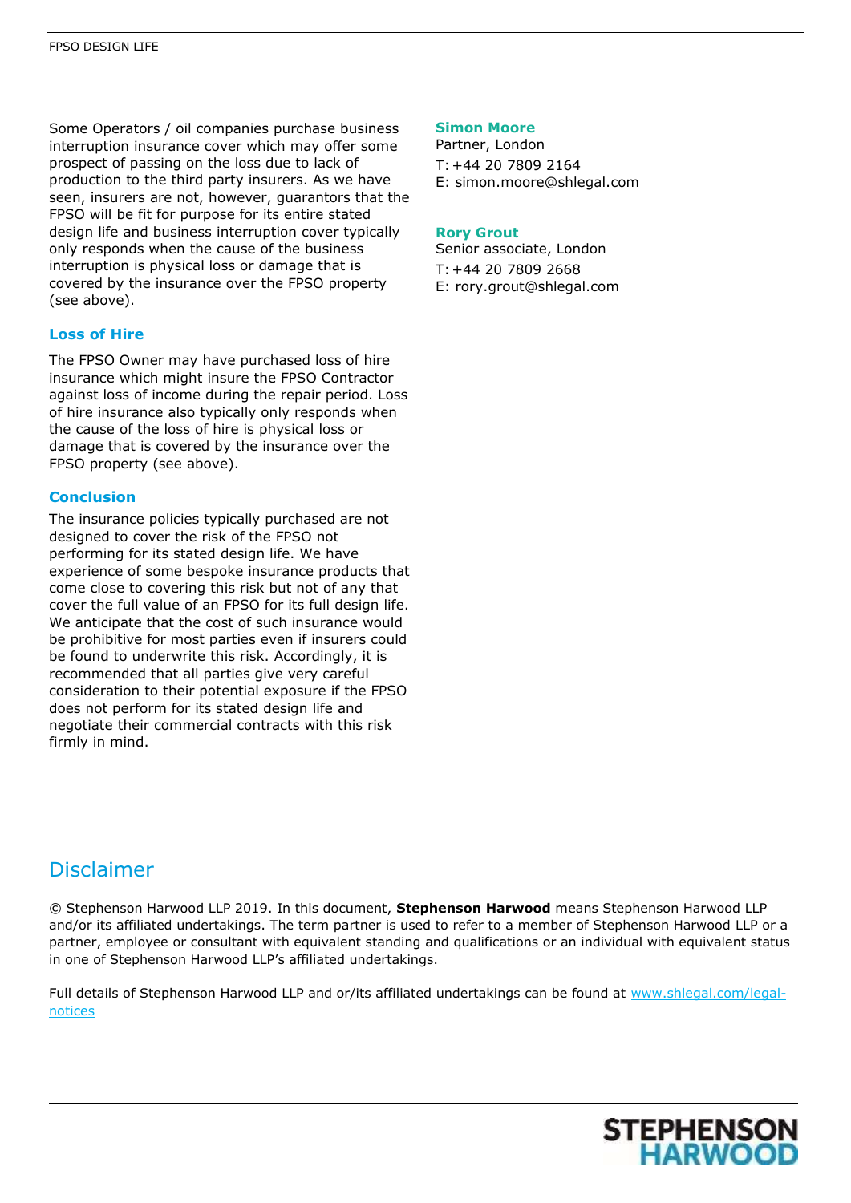Some Operators / oil companies purchase business interruption insurance cover which may offer some prospect of passing on the loss due to lack of production to the third party insurers. As we have seen, insurers are not, however, guarantors that the FPSO will be fit for purpose for its entire stated design life and business interruption cover typically only responds when the cause of the business interruption is physical loss or damage that is covered by the insurance over the FPSO property (see above).

## Loss of Hire

The FPSO Owner may have purchased loss of hire insurance which might insure the FPSO Contractor against loss of income during the repair period. Loss of hire insurance also typically only responds when the cause of the loss of hire is physical loss or damage that is covered by the insurance over the FPSO property (see above).

## Conclusion

The insurance policies typically purchased are not designed to cover the risk of the FPSO not performing for its stated design life. We have experience of some bespoke insurance products that come close to covering this risk but not of any that cover the full value of an FPSO for its full design life. We anticipate that the cost of such insurance would be prohibitive for most parties even if insurers could be found to underwrite this risk. Accordingly, it is recommended that all parties give very careful consideration to their potential exposure if the FPSO does not perform for its stated design life and negotiate their commercial contracts with this risk firmly in mind.

**Simon Moore**
Partner, London
T: +44 20 7809 2164
E: simon.moore@shlegal.com

**Rory Grout**
Senior associate, London
T: +44 20 7809 2668
E: rory.grout@shlegal.com

# Disclaimer

© Stephenson Harwood LLP 2019. In this document, **Stephenson Harwood** means Stephenson Harwood LLP and/or its affiliated undertakings. The term partner is used to refer to a member of Stephenson Harwood LLP or a partner, employee or consultant with equivalent standing and qualifications or an individual with equivalent status in one of Stephenson Harwood LLP's affiliated undertakings.

Full details of Stephenson Harwood LLP and or/its affiliated undertakings can be found at www.shlegal.com/legal-notices

STEPHENSON HARWOOD